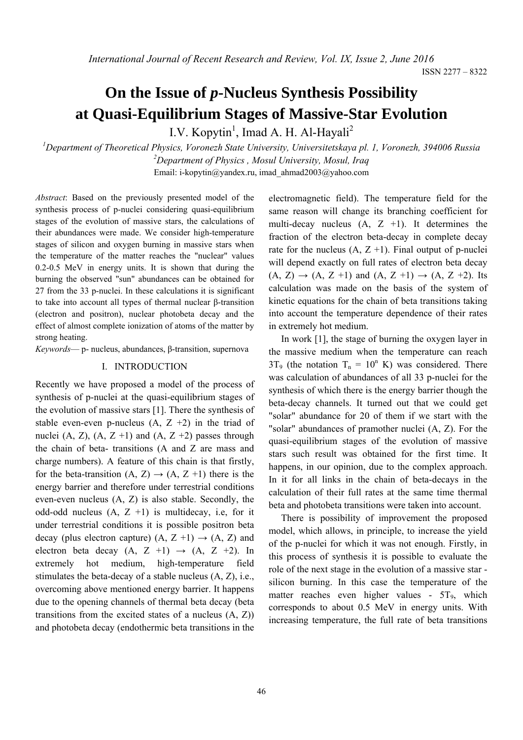# On the Issue of *p*-Nucleus Synthesis Possibility at Quasi-Equilibrium Stages of Massive-Star Evolution

I.V. Kopytin[1], Imad A. H. Al-Hayali[2]

[1]Department of Theoretical Physics, Voronezh State University, Universitetskaya pl. 1, Voronezh, 394006 Russia

[2]Department of Physics , Mosul University, Mosul, Iraq

Email: i-kopytin@yandex.ru, imad_ahmad2003@yahoo.com

*Abstract*: Based on the previously presented model of the synthesis process of p-nuclei considering quasi-equilibrium stages of the evolution of massive stars, the calculations of their abundances were made. We consider high-temperature stages of silicon and oxygen burning in massive stars when the temperature of the matter reaches the "nuclear" values 0.2-0.5 MeV in energy units. It is shown that during the burning the observed "sun" abundances can be obtained for 27 from the 33 p-nuclei. In these calculations it is significant to take into account all types of thermal nuclear β-transition (electron and positron), nuclear photobeta decay and the effect of almost complete ionization of atoms of the matter by strong heating.

*Keywords*— p- nucleus, abundances, β-transition, supernova

## I. INTRODUCTION

Recently we have proposed a model of the process of synthesis of p-nuclei at the quasi-equilibrium stages of the evolution of massive stars [1]. There the synthesis of stable even-even p-nucleus (A, Z +2) in the triad of nuclei (A, Z), (A, Z +1) and (A, Z +2) passes through the chain of beta- transitions (A and Z are mass and charge numbers). A feature of this chain is that firstly, for the beta-transition (A, Z) → (A, Z +1) there is the energy barrier and therefore under terrestrial conditions even-even nucleus (A, Z) is also stable. Secondly, the odd-odd nucleus (A, Z +1) is multidecay, i.e, for it under terrestrial conditions it is possible positron beta decay (plus electron capture) (A, Z +1) → (A, Z) and electron beta decay (A, Z +1) → (A, Z +2). In extremely hot medium, high-temperature field stimulates the beta-decay of a stable nucleus (A, Z), i.e., overcoming above mentioned energy barrier. It happens due to the opening channels of thermal beta decay (beta transitions from the excited states of a nucleus (A, Z)) and photobeta decay (endothermic beta transitions in the electromagnetic field). The temperature field for the same reason will change its branching coefficient for multi-decay nucleus (A, Z +1). It determines the fraction of the electron beta-decay in complete decay rate for the nucleus (A, Z +1). Final output of p-nuclei will depend exactly on full rates of electron beta decay (A, Z) → (A, Z +1) and (A, Z +1) → (A, Z +2). Its calculation was made on the basis of the system of kinetic equations for the chain of beta transitions taking into account the temperature dependence of their rates in extremely hot medium.

In work [1], the stage of burning the oxygen layer in the massive medium when the temperature can reach $3T_9$ (the notation $T_n = 10^n$ K) was considered. There was calculation of abundances of all 33 p-nuclei for the synthesis of which there is the energy barrier though the beta-decay channels. It turned out that we could get "solar" abundance for 20 of them if we start with the "solar" abundances of pramother nuclei (A, Z). For the quasi-equilibrium stages of the evolution of massive stars such result was obtained for the first time. It happens, in our opinion, due to the complex approach. In it for all links in the chain of beta-decays in the calculation of their full rates at the same time thermal beta and photobeta transitions were taken into account.

There is possibility of improvement the proposed model, which allows, in principle, to increase the yield of the p-nuclei for which it was not enough. Firstly, in this process of synthesis it is possible to evaluate the role of the next stage in the evolution of a massive star - silicon burning. In this case the temperature of the matter reaches even higher values - $5T_9$, which corresponds to about 0.5 MeV in energy units. With increasing temperature, the full rate of beta transitions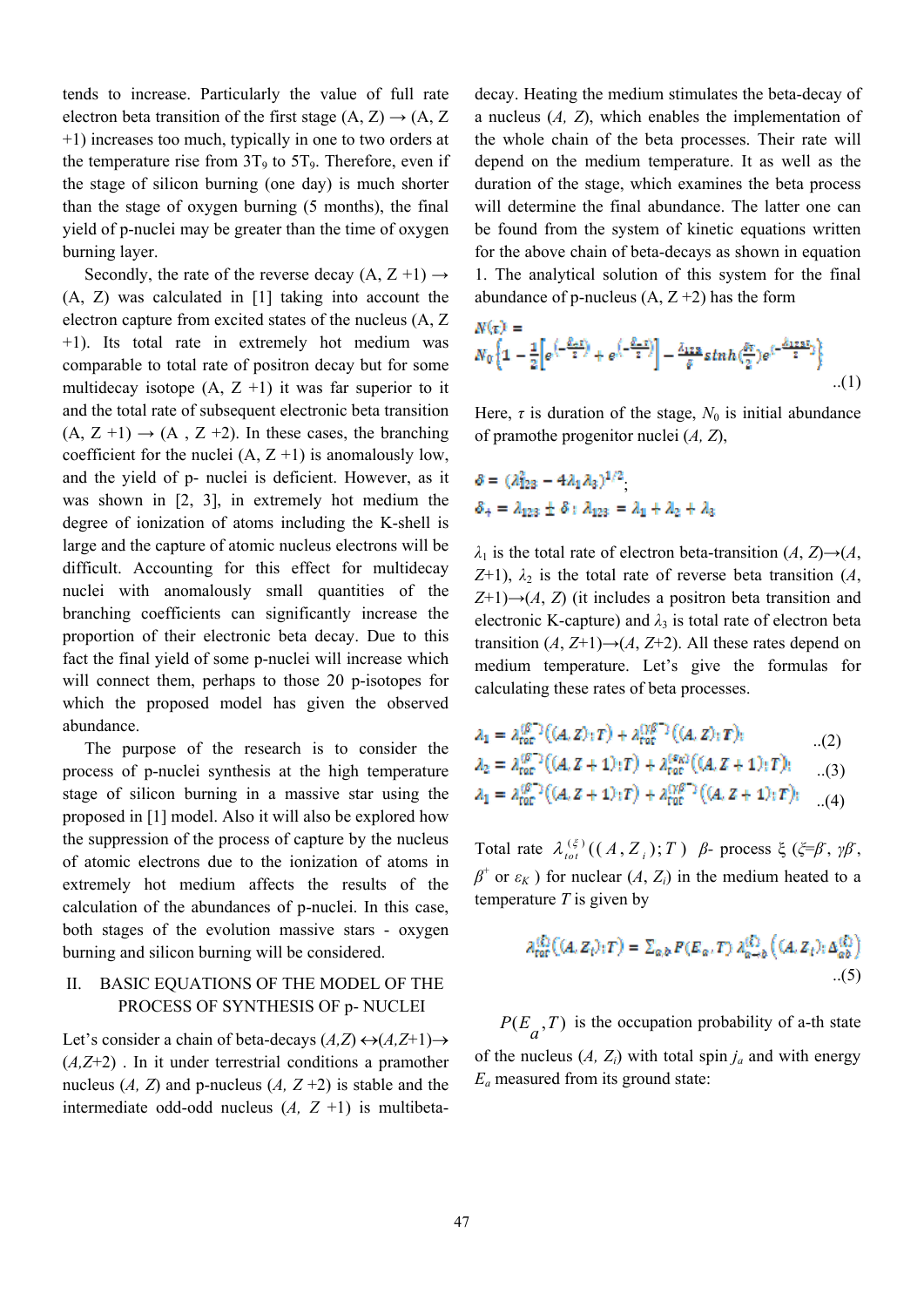tends to increase. Particularly the value of full rate electron beta transition of the first stage (A, Z) → (A, Z +1) increases too much, typically in one to two orders at the temperature rise from $3T_9$ to $5T_9$. Therefore, even if the stage of silicon burning (one day) is much shorter than the stage of oxygen burning (5 months), the final yield of p-nuclei may be greater than the time of oxygen burning layer.

Secondly, the rate of the reverse decay (A, Z +1) → (A, Z) was calculated in [1] taking into account the electron capture from excited states of the nucleus (A, Z +1). Its total rate in extremely hot medium was comparable to total rate of positron decay but for some multidecay isotope (A, Z +1) it was far superior to it and the total rate of subsequent electronic beta transition (A, Z +1) → (A , Z +2). In these cases, the branching coefficient for the nuclei (A, Z +1) is anomalously low, and the yield of p- nuclei is deficient. However, as it was shown in [2, 3], in extremely hot medium the degree of ionization of atoms including the K-shell is large and the capture of atomic nucleus electrons will be difficult. Accounting for this effect for multidecay nuclei with anomalously small quantities of the branching coefficients can significantly increase the proportion of their electronic beta decay. Due to this fact the final yield of some p-nuclei will increase which will connect them, perhaps to those 20 p-isotopes for which the proposed model has given the observed abundance.

The purpose of the research is to consider the process of p-nuclei synthesis at the high temperature stage of silicon burning in a massive star using the proposed in [1] model. Also it will also be explored how the suppression of the process of capture by the nucleus of atomic electrons due to the ionization of atoms in extremely hot medium affects the results of the calculation of the abundances of the p-nuclei. In this case, both stages of the evolution massive stars - oxygen burning and silicon burning will be considered.

## II. BASIC EQUATIONS OF THE MODEL OF THE PROCESS OF SYNTHESIS OF p- NUCLEI

Let's consider a chain of beta-decays $(A,Z) \leftrightarrow (A,Z+1) \rightarrow (A,Z+2)$ . In it under terrestrial conditions a pramother nucleus $(A, Z)$ and p-nucleus $(A, Z+2)$ is stable and the intermediate odd-odd nucleus $(A, Z+1)$ is multibeta-decay. Heating the medium stimulates the beta-decay of a nucleus $(A, Z)$, which enables the implementation of the whole chain of the beta processes. Their rate will depend on the medium temperature. It as well as the duration of the stage, which examines the beta process will determine the final abundance. The latter one can be found from the system of kinetic equations written for the above chain of beta-decays as shown in equation 1. The analytical solution of this system for the final abundance of p-nucleus $(A, Z+2)$ has the form

$$N(\tau) = N_0\left\{1 - \frac{1}{2}\left[e^{\left(-\frac{\delta_+\tau}{2}\right)} + e^{\left(-\frac{\delta_-\tau}{2}\right)}\right] - \frac{\lambda_{123}}{\delta} sinh\left(\frac{\delta\tau}{2}\right) e^{\left(-\frac{\lambda_{123}\tau}{2}\right)}\right\} \quad ..(1)$$

Here, $\tau$ is duration of the stage, $N_0$ is initial abundance of pramothe progenitor nuclei $(A, Z)$,

$$\delta = (\lambda_{123}^2 - 4\lambda_1\lambda_3)^{1/2};$$

$$\delta_\pm = \lambda_{123} \pm \delta;\ \lambda_{123} = \lambda_1 + \lambda_2 + \lambda_3$$

$\lambda_1$ is the total rate of electron beta-transition $(A, Z) \rightarrow (A, Z+1)$, $\lambda_2$ is the total rate of reverse beta transition $(A, Z+1) \rightarrow (A, Z)$ (it includes a positron beta transition and electronic K-capture) and $\lambda_3$ is total rate of electron beta transition $(A, Z+1) \rightarrow (A, Z+2)$. All these rates depend on medium temperature. Let's give the formulas for calculating these rates of beta processes.

$$\lambda_1 = \lambda_{tot}^{(\beta^-)}((A, Z); T) + \lambda_{tot}^{(\gamma\beta^-)}((A, Z); T) \quad ..(2)$$

$$\lambda_2 = \lambda_{tot}^{(\beta^+)}((A, Z+1); T) + \lambda_{tot}^{(\varepsilon_K)}((A, Z+1); T) \quad ..(3)$$

$$\lambda_3 = \lambda_{tot}^{(\beta^-)}((A, Z+1); T) + \lambda_{tot}^{(\gamma\beta^-)}((A, Z+1); T) \quad ..(4)$$

Total rate $\lambda_{tot}^{(\xi)}((A, Z_i); T)$ $\beta$- process $\xi$ ($\xi$=$\beta^-$, $\gamma\beta^-$, $\beta^+$ or $\varepsilon_K$ ) for nuclear $(A, Z_i)$ in the medium heated to a temperature $T$ is given by

$$\lambda_{tot}^{(\xi)}((A, Z_i); T) = \sum_{a,b} P(E_a, T)\, \lambda_{a\rightarrow b}^{(\xi)}\left((A, Z_i); \Delta_{ab}^{(\xi)}\right) \quad ..(5)$$

$P(E_a, T)$ is the occupation probability of a-th state of the nucleus $(A, Z_i)$ with total spin $j_a$ and with energy $E_a$ measured from its ground state: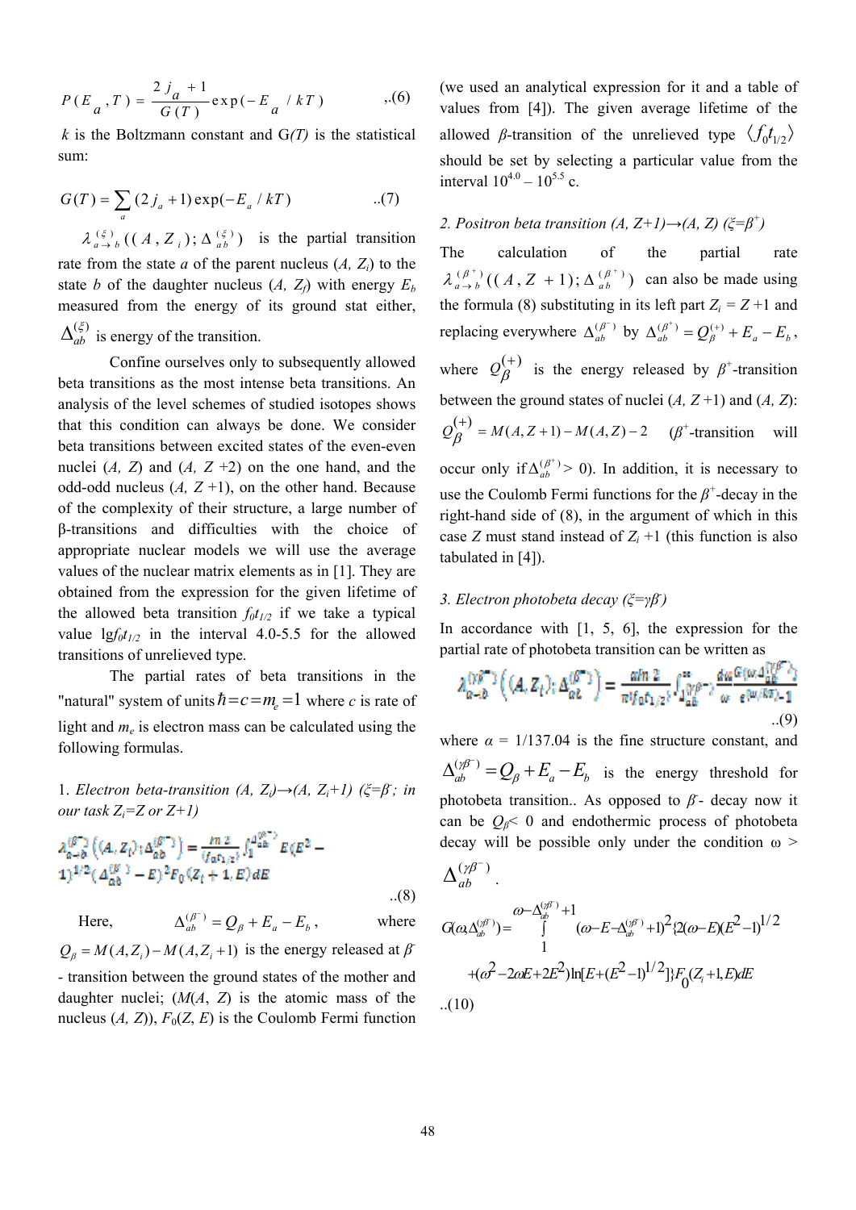$$P(E_a, T) = \frac{2j_a + 1}{G(T)} \exp(-E_a / kT) \qquad ..(6)$$

$k$ is the Boltzmann constant and G($T$) is the statistical sum:

$$G(T) = \sum_a (2j_a + 1)\exp(-E_a / kT) \qquad ..(7)$$

$\lambda^{(\xi)}_{a \to b}((A, Z_i); \Delta^{(\xi)}_{ab})$ is the partial transition rate from the state $a$ of the parent nucleus ($A$, $Z_i$) to the state $b$ of the daughter nucleus ($A$, $Z_f$) with energy $E_b$ measured from the energy of its ground stat either, $\Delta^{(\xi)}_{ab}$ is energy of the transition.

Confine ourselves only to subsequently allowed beta transitions as the most intense beta transitions. An analysis of the level schemes of studied isotopes shows that this condition can always be done. We consider beta transitions between excited states of the even-even nuclei ($A$, $Z$) and ($A$, $Z$ +2) on the one hand, and the odd-odd nucleus ($A$, $Z$ +1), on the other hand. Because of the complexity of their structure, a large number of β-transitions and difficulties with the choice of appropriate nuclear models we will use the average values of the nuclear matrix elements as in [1]. They are obtained from the expression for the given lifetime of the allowed beta transition $f_0t_{1/2}$ if we take a typical value $\lg f_0t_{1/2}$ in the interval 4.0-5.5 for the allowed transitions of unrelieved type.

The partial rates of beta transitions in the "natural" system of units $\hbar = c = m_e = 1$ where $c$ is rate of light and $m_e$ is electron mass can be calculated using the following formulas.

1. *Electron beta-transition (A, $Z_i$)→(A, $Z_i$+1) ($\xi=\beta^-$; in our task $Z_i$=Z or Z+1)*

$$\lambda^{(\beta^-)}_{a \to b}\left((A, Z_i); \Delta^{(\beta^-)}_{ab}\right) = \frac{\ln 2}{\langle f_0 t_{1/2}\rangle} \int_1^{\Delta^{(\beta^-)}_{ab}} E(E^2 - 1)^{1/2}(\Delta^{(\beta^-)}_{ab} - E)^2 F_0(Z_i + 1, E)\,dE \qquad ..(8)$$

Here, $\Delta^{(\beta^-)}_{ab} = Q_\beta + E_a - E_b$, where $Q_\beta = M(A, Z_i) - M(A, Z_i + 1)$ is the energy released at $\beta^-$ - transition between the ground states of the mother and daughter nuclei; ($M(A, Z)$ is the atomic mass of the nucleus ($A$, $Z$)), $F_0(Z, E)$ is the Coulomb Fermi function (we used an analytical expression for it and a table of values from [4]). The given average lifetime of the allowed $\beta$-transition of the unrelieved type $\langle f_0 t_{1/2}\rangle$ should be set by selecting a particular value from the interval $10^{4.0}$ – $10^{5.5}$ c.

2. *Positron beta transition (A, Z+1)→(A, Z) ($\xi=\beta^+$)*

The calculation of the partial rate $\lambda^{(\beta^+)}_{a \to b}((A, Z+1); \Delta^{(\beta^+)}_{ab})$ can also be made using the formula (8) substituting in its left part $Z_i$ = $Z$ +1 and replacing everywhere $\Delta^{(\beta^-)}_{ab}$ by $\Delta^{(\beta^+)}_{ab} = Q^{(+)}_\beta + E_a - E_b$, where $Q^{(+)}_\beta$ is the energy released by $\beta^+$-transition between the ground states of nuclei ($A$, $Z$ +1) and ($A$, $Z$): $Q^{(+)}_\beta = M(A, Z+1) - M(A, Z) - 2$ ($\beta^+$-transition will occur only if $\Delta^{(\beta^+)}_{ab} > 0$). In addition, it is necessary to use the Coulomb Fermi functions for the $\beta^+$-decay in the right-hand side of (8), in the argument of which in this case $Z$ must stand instead of $Z_i$ +1 (this function is also tabulated in [4]).

3. *Electron photobeta decay ($\xi=\gamma\beta^-$)*

In accordance with [1, 5, 6], the expression for the partial rate of photobeta transition can be written as

$$\lambda^{(\gamma\beta^-)}_{a \to b}\left((A, Z_i); \Delta^{(\gamma\beta^-)}_{ab}\right) = \frac{\alpha \ln 2}{\pi^2 \langle f_0 t_{1/2}\rangle} \int_{\Delta^{(\gamma\beta^-)}_{ab}}^{\infty} \frac{d\omega\, G(\omega, \Delta^{(\gamma\beta^-)}_{ab})}{\omega\,(e^{\omega/kT} - 1)} \qquad ..(9)$$

where $\alpha$ = 1/137.04 is the fine structure constant, and $\Delta^{(\gamma\beta^-)}_{ab} = Q_\beta + E_a - E_b$ is the energy threshold for photobeta transition.. As opposed to $\beta^-$- decay now it can be $Q_\beta < 0$ and endothermic process of photobeta decay will be possible only under the condition $\omega > \Delta^{(\gamma\beta^-)}_{ab}$.

$$G(\omega, \Delta^{(\gamma\beta^-)}_{ab}) = \int_1^{\omega - \Delta^{(\gamma\beta^-)}_{ab} + 1} (\omega - E - \Delta^{(\gamma\beta^-)}_{ab} + 1)^2 \{2(\omega - E)(E^2 - 1)^{1/2}$$
$$+ (\omega^2 - 2\omega E + 2E^2)\ln[E + (E^2 - 1)^{1/2}]\} F_0(Z_i + 1, E)\,dE \qquad ..(10)$$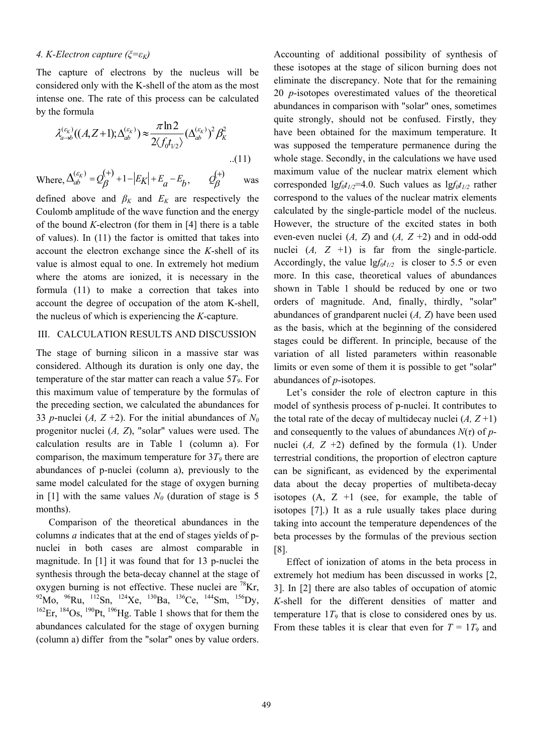*4. K-Electron capture ($\xi=\varepsilon_K$)*

The capture of electrons by the nucleus will be considered only with the K-shell of the atom as the most intense one. The rate of this process can be calculated by the formula

$$\lambda_{a\to b}^{(\varepsilon_K)}((A,Z+1);\Delta_{ab}^{(\varepsilon_K)}) \approx \frac{\pi \ln 2}{2\langle f_0 t_{1/2}\rangle}(\Delta_{ab}^{(\varepsilon_K)})^2 \beta_K^2 \quad ..(11)$$

Where, $\Delta_{ab}^{(\varepsilon_K)} = Q_\beta^{(+)} + 1 - |E_K| + E_a - E_b,$ $Q_\beta^{(+)}$ was defined above and $\beta_K$ and $E_K$ are respectively the Coulomb amplitude of the wave function and the energy of the bound *K*-electron (for them in [4] there is a table of values). In (11) the factor is omitted that takes into account the electron exchange since the *K*-shell of its value is almost equal to one. In extremely hot medium where the atoms are ionized, it is necessary in the formula (11) to make a correction that takes into account the degree of occupation of the atom K-shell, the nucleus of which is experiencing the *K*-capture.

## III. CALCULATION RESULTS AND DISCUSSION

The stage of burning silicon in a massive star was considered. Although its duration is only one day, the temperature of the star matter can reach a value $5T_9$. For this maximum value of temperature by the formulas of the preceding section, we calculated the abundances for 33 *p*-nuclei (*A, Z* +2). For the initial abundances of $N_0$ progenitor nuclei (*A, Z*), "solar" values were used. The calculation results are in Table 1 (column a). For comparison, the maximum temperature for $3T_9$ there are abundances of p-nuclei (column a), previously to the same model calculated for the stage of oxygen burning in [1] with the same values $N_0$ (duration of stage is 5 months).

Comparison of the theoretical abundances in the columns *a* indicates that at the end of stages yields of p-nuclei in both cases are almost comparable in magnitude. In [1] it was found that for 13 p-nuclei the synthesis through the beta-decay channel at the stage of oxygen burning is not effective. These nuclei are $^{78}$Kr, $^{92}$Mo, $^{96}$Ru, $^{112}$Sn, $^{124}$Xe, $^{130}$Ba, $^{136}$Ce, $^{144}$Sm, $^{156}$Dy, $^{162}$Er, $^{184}$Os, $^{190}$Pt, $^{196}$Hg. Table 1 shows that for them the abundances calculated for the stage of oxygen burning (column a) differ from the "solar" ones by value orders. Accounting of additional possibility of synthesis of these isotopes at the stage of silicon burning does not eliminate the discrepancy. Note that for the remaining 20 *p*-isotopes overestimated values of the theoretical abundances in comparison with "solar" ones, sometimes quite strongly, should not be confused. Firstly, they have been obtained for the maximum temperature. It was supposed the temperature permanence during the whole stage. Secondly, in the calculations we have used maximum value of the nuclear matrix element which corresponded $\lg f_0 t_{1/2}$=4.0. Such values as $\lg f_0 t_{1/2}$ rather correspond to the values of the nuclear matrix elements calculated by the single-particle model of the nucleus. However, the structure of the excited states in both even-even nuclei (*A, Z*) and (*A, Z* +2) and in odd-odd nuclei (*A, Z* +1) is far from the single-particle. Accordingly, the value $\lg f_0 t_{1/2}$ is closer to 5.5 or even more. In this case, theoretical values of abundances shown in Table 1 should be reduced by one or two orders of magnitude. And, finally, thirdly, "solar" abundances of grandparent nuclei (*A, Z*) have been used as the basis, which at the beginning of the considered stages could be different. In principle, because of the variation of all listed parameters within reasonable limits or even some of them it is possible to get "solar" abundances of *p*-isotopes.

Let's consider the role of electron capture in this model of synthesis process of p-nuclei. It contributes to the total rate of the decay of multidecay nuclei (*A, Z* +1) and consequently to the values of abundances $N(\tau)$ of *p*-nuclei (*A, Z* +2) defined by the formula (1). Under terrestrial conditions, the proportion of electron capture can be significant, as evidenced by the experimental data about the decay properties of multibeta-decay isotopes (A, Z +1 (see, for example, the table of isotopes [7].) It as a rule usually takes place during taking into account the temperature dependences of the beta processes by the formulas of the previous section [8].

Effect of ionization of atoms in the beta process in extremely hot medium has been discussed in works [2, 3]. In [2] there are also tables of occupation of atomic *K*-shell for the different densities of matter and temperature $1T_9$ that is close to considered ones by us. From these tables it is clear that even for $T$ = $1T_9$ and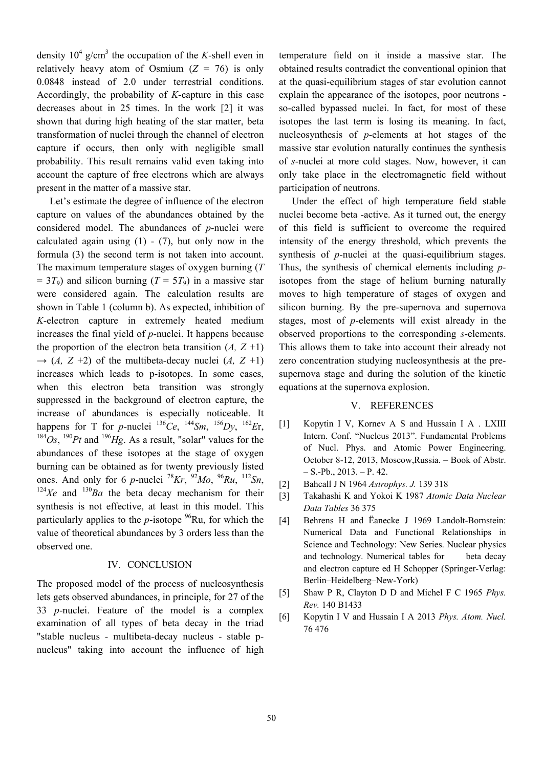density $10^4$ g/cm$^3$ the occupation of the *K*-shell even in relatively heavy atom of Osmium ($Z$ = 76) is only 0.0848 instead of 2.0 under terrestrial conditions. Accordingly, the probability of *K*-capture in this case decreases about in 25 times. In the work [2] it was shown that during high heating of the star matter, beta transformation of nuclei through the channel of electron capture if occurs, then only with negligible small probability. This result remains valid even taking into account the capture of free electrons which are always present in the matter of a massive star.

Let's estimate the degree of influence of the electron capture on values of the abundances obtained by the considered model. The abundances of *p*-nuclei were calculated again using (1) - (7), but only now in the formula (3) the second term is not taken into account. The maximum temperature stages of oxygen burning ($T = 3T_9$) and silicon burning ($T = 5T_9$) in a massive star were considered again. The calculation results are shown in Table 1 (column b). As expected, inhibition of *K*-electron capture in extremely heated medium increases the final yield of *p*-nuclei. It happens because the proportion of the electron beta transition ($A$, $Z$ +1) $\rightarrow$ ($A$, $Z$ +2) of the multibeta-decay nuclei ($A$, $Z$ +1) increases which leads to p-isotopes. In some cases, when this electron beta transition was strongly suppressed in the background of electron capture, the increase of abundances is especially noticeable. It happens for T for *p*-nuclei $^{136}Ce$, $^{144}Sm$, $^{156}Dy$, $^{162}Er$, $^{184}Os$, $^{190}Pt$ and $^{196}Hg$. As a result, "solar" values for the abundances of these isotopes at the stage of oxygen burning can be obtained as for twenty previously listed ones. And only for 6 *p*-nuclei $^{78}Kr$, $^{92}Mo$, $^{96}Ru$, $^{112}Sn$, $^{124}Xe$ and $^{130}Ba$ the beta decay mechanism for their synthesis is not effective, at least in this model. This particularly applies to the *p*-isotope $^{96}$Ru, for which the value of theoretical abundances by 3 orders less than the observed one.

## IV. CONCLUSION

The proposed model of the process of nucleosynthesis lets gets observed abundances, in principle, for 27 of the 33 *p*-nuclei. Feature of the model is a complex examination of all types of beta decay in the triad "stable nucleus - multibeta-decay nucleus - stable p-nucleus" taking into account the influence of high temperature field on it inside a massive star. The obtained results contradict the conventional opinion that at the quasi-equilibrium stages of star evolution cannot explain the appearance of the isotopes, poor neutrons - so-called bypassed nuclei. In fact, for most of these isotopes the last term is losing its meaning. In fact, nucleosynthesis of *p*-elements at hot stages of the massive star evolution naturally continues the synthesis of *s*-nuclei at more cold stages. Now, however, it can only take place in the electromagnetic field without participation of neutrons.

Under the effect of high temperature field stable nuclei become beta -active. As it turned out, the energy of this field is sufficient to overcome the required intensity of the energy threshold, which prevents the synthesis of *p*-nuclei at the quasi-equilibrium stages. Thus, the synthesis of chemical elements including *p*-isotopes from the stage of helium burning naturally moves to high temperature of stages of oxygen and silicon burning. By the pre-supernova and supernova stages, most of *p*-elements will exist already in the observed proportions to the corresponding *s*-elements. This allows them to take into account their already not zero concentration studying nucleosynthesis at the pre-supernova stage and during the solution of the kinetic equations at the supernova explosion.

## V. REFERENCES

[1] Kopytin I V, Kornev A S and Hussain I A . LXIII Intern. Conf. "Nucleus 2013". Fundamental Problems of Nucl. Phys. and Atomic Power Engineering. October 8-12, 2013, Moscow,Russia. – Book of Abstr. – S.-Pb., 2013. – P. 42.

[2] Bahcall J N 1964 *Astrophys. J.* 139 318

[3] Takahashi K and Yokoi K 1987 *Atomic Data Nuclear Data Tables* 36 375

[4] Behrens H and Ëanecke J 1969 Landolt-Bornstein: Numerical Data and Functional Relationships in Science and Technology: New Series. Nuclear physics and technology. Numerical tables for beta decay and electron capture ed H Schopper (Springer-Verlag: Berlin–Heidelberg–New-York)

[5] Shaw P R, Clayton D D and Michel F C 1965 *Phys. Rev.* 140 B1433

[6] Kopytin I V and Hussain I A 2013 *Phys. Atom. Nucl.* 76 476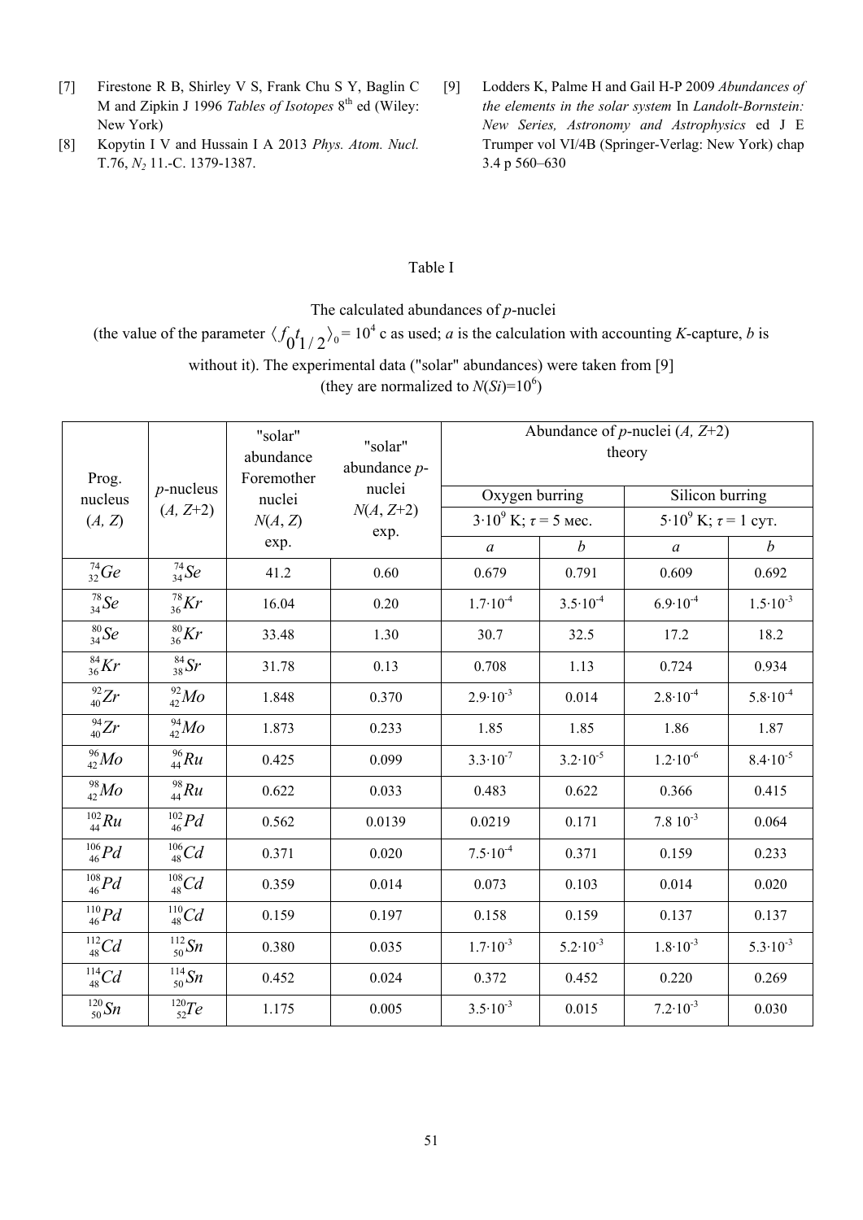[7] Firestone R B, Shirley V S, Frank Chu S Y, Baglin C M and Zipkin J 1996 *Tables of Isotopes* 8th ed (Wiley: New York)

[8] Kopytin I V and Hussain I A 2013 *Phys. Atom. Nucl.* T.76, $N_2$ 11.-C. 1379-1387.

[9] Lodders K, Palme H and Gail H-P 2009 *Abundances of the elements in the solar system* In *Landolt-Bornstein: New Series, Astronomy and Astrophysics* ed J E Trumper vol VI/4B (Springer-Verlag: New York) chap 3.4 p 560–630

Table I

The calculated abundances of *p*-nuclei
(the value of the parameter $\langle f_0 t_{1/2} \rangle_0 = 10^4$ c as used; *a* is the calculation with accounting *K*-capture, *b* is without it). The experimental data ("solar" abundances) were taken from [9] (they are normalized to $N(Si)=10^6$)

| Prog. nucleus (*A*, *Z*) | *p*-nucleus (*A*, *Z*+2) | "solar" abundance Foremother nuclei *N*(*A*, *Z*) exp. | "solar" abundance *p*-nuclei *N*(*A*, *Z*+2) exp. | Abundance of *p*-nuclei (*A*, *Z*+2) theory | | | |
|---|---|---|---|---|---|---|---|
| | | | | Oxygen burring | | Silicon burring | |
| | | | | $3 \cdot 10^9$ K; $\tau$ = 5 мес. | | $5 \cdot 10^9$ K; $\tau$ = 1 сут. | |
| | | | | *a* | *b* | *a* | *b* |
| $^{74}_{32}Ge$ | $^{74}_{34}Se$ | 41.2 | 0.60 | 0.679 | 0.791 | 0.609 | 0.692 |
| $^{78}_{34}Se$ | $^{78}_{36}Kr$ | 16.04 | 0.20 | $1.7 \cdot 10^{-4}$ | $3.5 \cdot 10^{-4}$ | $6.9 \cdot 10^{-4}$ | $1.5 \cdot 10^{-3}$ |
| $^{80}_{34}Se$ | $^{80}_{36}Kr$ | 33.48 | 1.30 | 30.7 | 32.5 | 17.2 | 18.2 |
| $^{84}_{36}Kr$ | $^{84}_{38}Sr$ | 31.78 | 0.13 | 0.708 | 1.13 | 0.724 | 0.934 |
| $^{92}_{40}Zr$ | $^{92}_{42}Mo$ | 1.848 | 0.370 | $2.9 \cdot 10^{-3}$ | 0.014 | $2.8 \cdot 10^{-4}$ | $5.8 \cdot 10^{-4}$ |
| $^{94}_{40}Zr$ | $^{94}_{42}Mo$ | 1.873 | 0.233 | 1.85 | 1.85 | 1.86 | 1.87 |
| $^{96}_{42}Mo$ | $^{96}_{44}Ru$ | 0.425 | 0.099 | $3.3 \cdot 10^{-7}$ | $3.2 \cdot 10^{-5}$ | $1.2 \cdot 10^{-6}$ | $8.4 \cdot 10^{-5}$ |
| $^{98}_{42}Mo$ | $^{98}_{44}Ru$ | 0.622 | 0.033 | 0.483 | 0.622 | 0.366 | 0.415 |
| $^{102}_{44}Ru$ | $^{102}_{46}Pd$ | 0.562 | 0.0139 | 0.0219 | 0.171 | $7.8\ 10^{-3}$ | 0.064 |
| $^{106}_{46}Pd$ | $^{106}_{48}Cd$ | 0.371 | 0.020 | $7.5 \cdot 10^{-4}$ | 0.371 | 0.159 | 0.233 |
| $^{108}_{46}Pd$ | $^{108}_{48}Cd$ | 0.359 | 0.014 | 0.073 | 0.103 | 0.014 | 0.020 |
| $^{110}_{46}Pd$ | $^{110}_{48}Cd$ | 0.159 | 0.197 | 0.158 | 0.159 | 0.137 | 0.137 |
| $^{112}_{48}Cd$ | $^{112}_{50}Sn$ | 0.380 | 0.035 | $1.7 \cdot 10^{-3}$ | $5.2 \cdot 10^{-3}$ | $1.8 \cdot 10^{-3}$ | $5.3 \cdot 10^{-3}$ |
| $^{114}_{48}Cd$ | $^{114}_{50}Sn$ | 0.452 | 0.024 | 0.372 | 0.452 | 0.220 | 0.269 |
| $^{120}_{50}Sn$ | $^{120}_{52}Te$ | 1.175 | 0.005 | $3.5 \cdot 10^{-3}$ | 0.015 | $7.2 \cdot 10^{-3}$ | 0.030 |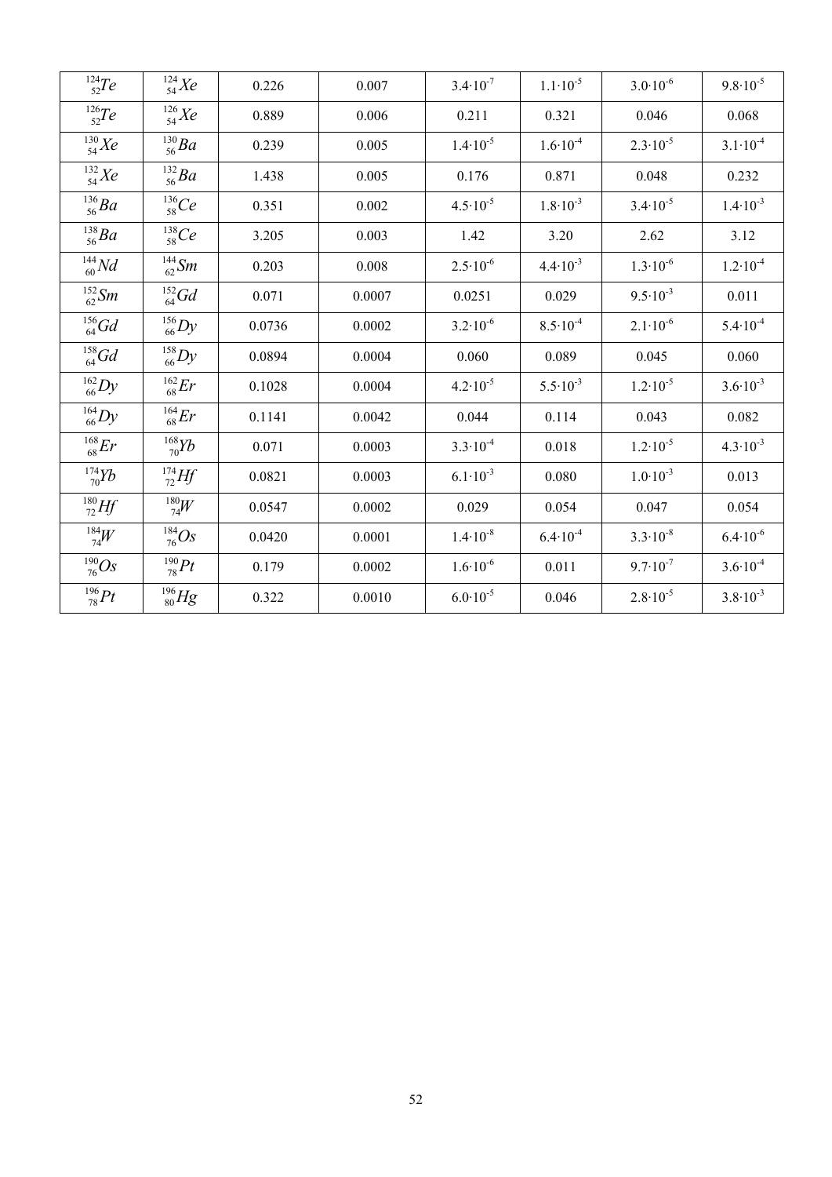| | | | | | | | |
|---|---|---|---|---|---|---|---|
| $^{124}_{52}Te$ | $^{124}_{54}Xe$ | 0.226 | 0.007 | $3.4 \cdot 10^{-7}$ | $1.1 \cdot 10^{-5}$ | $3.0 \cdot 10^{-6}$ | $9.8 \cdot 10^{-5}$ |
| $^{126}_{52}Te$ | $^{126}_{54}Xe$ | 0.889 | 0.006 | 0.211 | 0.321 | 0.046 | 0.068 |
| $^{130}_{54}Xe$ | $^{130}_{56}Ba$ | 0.239 | 0.005 | $1.4 \cdot 10^{-5}$ | $1.6 \cdot 10^{-4}$ | $2.3 \cdot 10^{-5}$ | $3.1 \cdot 10^{-4}$ |
| $^{132}_{54}Xe$ | $^{132}_{56}Ba$ | 1.438 | 0.005 | 0.176 | 0.871 | 0.048 | 0.232 |
| $^{136}_{56}Ba$ | $^{136}_{58}Ce$ | 0.351 | 0.002 | $4.5 \cdot 10^{-5}$ | $1.8 \cdot 10^{-3}$ | $3.4 \cdot 10^{-5}$ | $1.4 \cdot 10^{-3}$ |
| $^{138}_{56}Ba$ | $^{138}_{58}Ce$ | 3.205 | 0.003 | 1.42 | 3.20 | 2.62 | 3.12 |
| $^{144}_{60}Nd$ | $^{144}_{62}Sm$ | 0.203 | 0.008 | $2.5 \cdot 10^{-6}$ | $4.4 \cdot 10^{-3}$ | $1.3 \cdot 10^{-6}$ | $1.2 \cdot 10^{-4}$ |
| $^{152}_{62}Sm$ | $^{152}_{64}Gd$ | 0.071 | 0.0007 | 0.0251 | 0.029 | $9.5 \cdot 10^{-3}$ | 0.011 |
| $^{156}_{64}Gd$ | $^{156}_{66}Dy$ | 0.0736 | 0.0002 | $3.2 \cdot 10^{-6}$ | $8.5 \cdot 10^{-4}$ | $2.1 \cdot 10^{-6}$ | $5.4 \cdot 10^{-4}$ |
| $^{158}_{64}Gd$ | $^{158}_{66}Dy$ | 0.0894 | 0.0004 | 0.060 | 0.089 | 0.045 | 0.060 |
| $^{162}_{66}Dy$ | $^{162}_{68}Er$ | 0.1028 | 0.0004 | $4.2 \cdot 10^{-5}$ | $5.5 \cdot 10^{-3}$ | $1.2 \cdot 10^{-5}$ | $3.6 \cdot 10^{-3}$ |
| $^{164}_{66}Dy$ | $^{164}_{68}Er$ | 0.1141 | 0.0042 | 0.044 | 0.114 | 0.043 | 0.082 |
| $^{168}_{68}Er$ | $^{168}_{70}Yb$ | 0.071 | 0.0003 | $3.3 \cdot 10^{-4}$ | 0.018 | $1.2 \cdot 10^{-5}$ | $4.3 \cdot 10^{-3}$ |
| $^{174}_{70}Yb$ | $^{174}_{72}Hf$ | 0.0821 | 0.0003 | $6.1 \cdot 10^{-3}$ | 0.080 | $1.0 \cdot 10^{-3}$ | 0.013 |
| $^{180}_{72}Hf$ | $^{180}_{74}W$ | 0.0547 | 0.0002 | 0.029 | 0.054 | 0.047 | 0.054 |
| $^{184}_{74}W$ | $^{184}_{76}Os$ | 0.0420 | 0.0001 | $1.4 \cdot 10^{-8}$ | $6.4 \cdot 10^{-4}$ | $3.3 \cdot 10^{-8}$ | $6.4 \cdot 10^{-6}$ |
| $^{190}_{76}Os$ | $^{190}_{78}Pt$ | 0.179 | 0.0002 | $1.6 \cdot 10^{-6}$ | 0.011 | $9.7 \cdot 10^{-7}$ | $3.6 \cdot 10^{-4}$ |
| $^{196}_{78}Pt$ | $^{196}_{80}Hg$ | 0.322 | 0.0010 | $6.0 \cdot 10^{-5}$ | 0.046 | $2.8 \cdot 10^{-5}$ | $3.8 \cdot 10^{-3}$ |